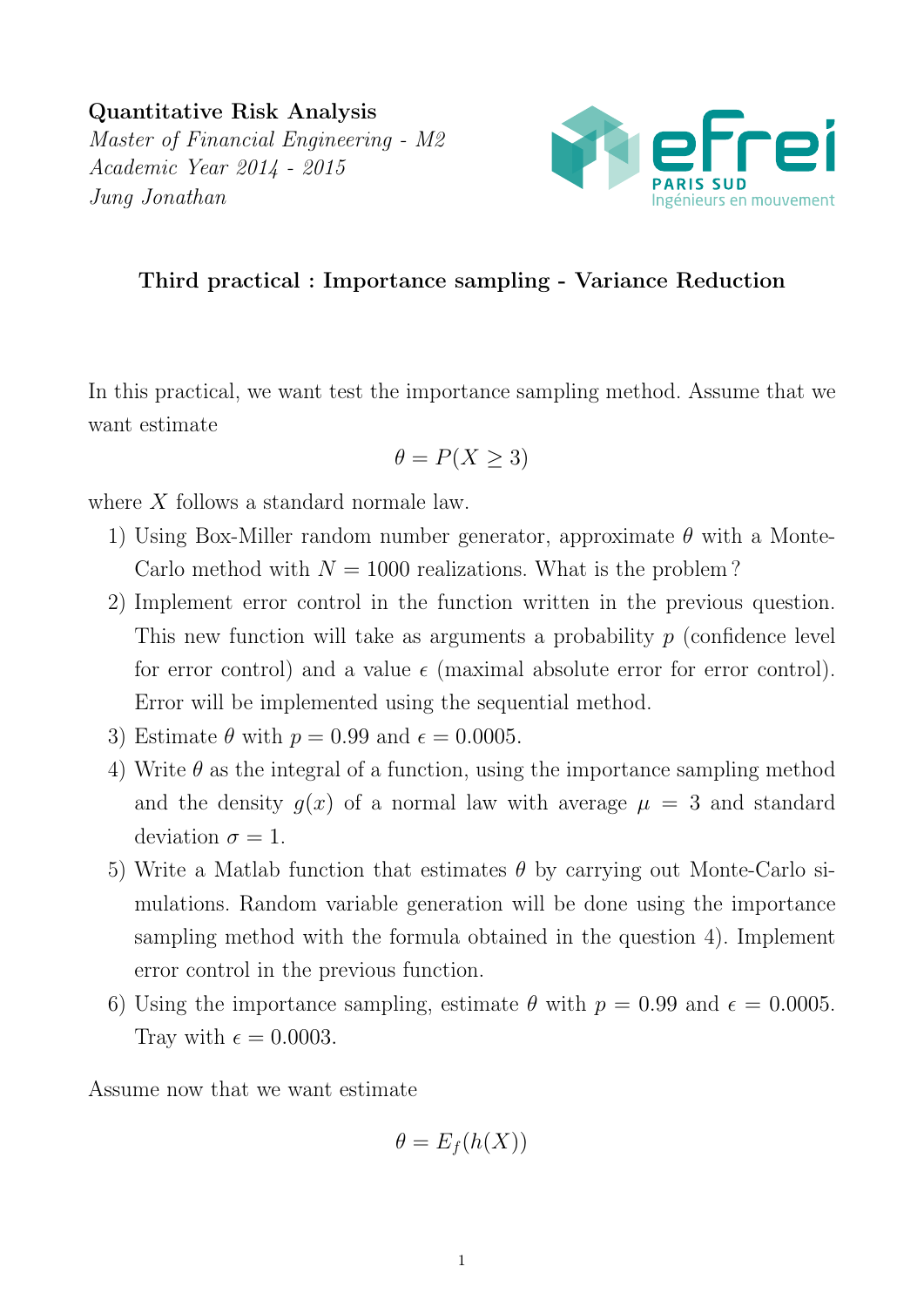**Quantitative Risk Analysis**
*Master of Financial Engineering - M2*
*Academic Year 2014 - 2015*
*Jung Jonathan*

## Third practical : Importance sampling - Variance Reduction

In this practical, we want test the importance sampling method. Assume that we want estimate

$$\theta = P(X \geq 3)$$

where $X$ follows a standard normale law.

1) Using Box-Miller random number generator, approximate $\theta$ with a Monte-Carlo method with $N = 1000$ realizations. What is the problem ?
2) Implement error control in the function written in the previous question. This new function will take as arguments a probability $p$ (confidence level for error control) and a value $\epsilon$ (maximal absolute error for error control). Error will be implemented using the sequential method.
3) Estimate $\theta$ with $p = 0.99$ and $\epsilon = 0.0005$.
4) Write $\theta$ as the integral of a function, using the importance sampling method and the density $g(x)$ of a normal law with average $\mu = 3$ and standard deviation $\sigma = 1$.
5) Write a Matlab function that estimates $\theta$ by carrying out Monte-Carlo simulations. Random variable generation will be done using the importance sampling method with the formula obtained in the question 4). Implement error control in the previous function.
6) Using the importance sampling, estimate $\theta$ with $p = 0.99$ and $\epsilon = 0.0005$. Tray with $\epsilon = 0.0003$.

Assume now that we want estimate

$$\theta = E_f(h(X))$$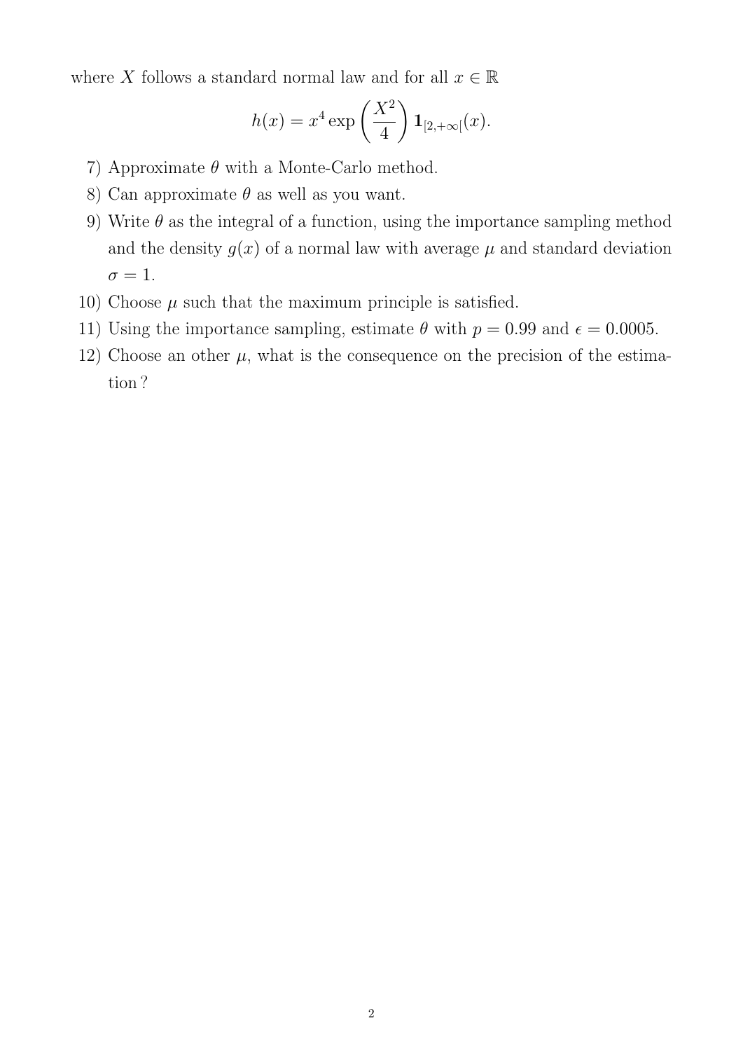where $X$ follows a standard normal law and for all $x \in \mathbb{R}$

$$h(x) = x^4 \exp\left(\frac{X^2}{4}\right) \mathbf{1}_{[2,+\infty[}(x).$$

7) Approximate $\theta$ with a Monte-Carlo method.
8) Can approximate $\theta$ as well as you want.
9) Write $\theta$ as the integral of a function, using the importance sampling method and the density $g(x)$ of a normal law with average $\mu$ and standard deviation $\sigma = 1$.
10) Choose $\mu$ such that the maximum principle is satisfied.
11) Using the importance sampling, estimate $\theta$ with $p = 0.99$ and $\epsilon = 0.0005$.
12) Choose an other $\mu$, what is the consequence on the precision of the estimation ?